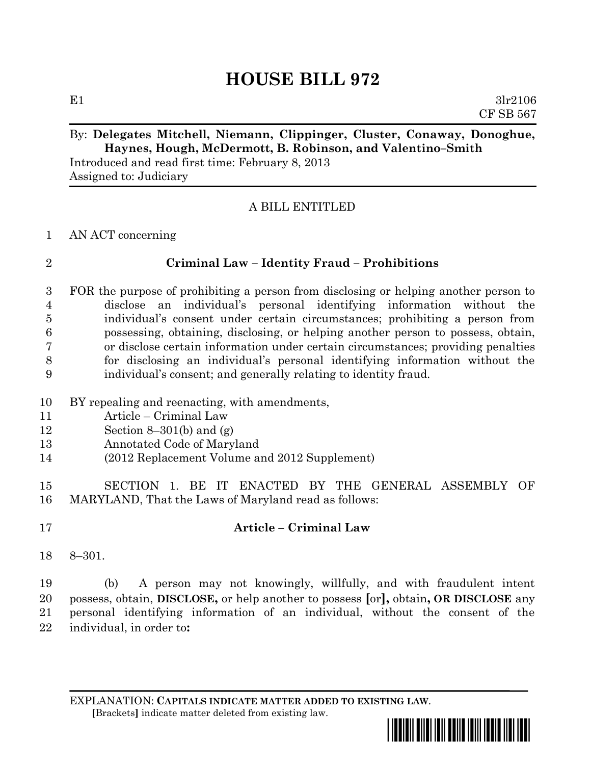# HOUSE BILL 972

E1 3lr2106
CF SB 567

By: **Delegates Mitchell, Niemann, Clippinger, Cluster, Conaway, Donoghue, Haynes, Hough, McDermott, B. Robinson, and Valentino–Smith**
Introduced and read first time: February 8, 2013
Assigned to: Judiciary

A BILL ENTITLED

1 AN ACT concerning

2 **Criminal Law – Identity Fraud – Prohibitions**

3 FOR the purpose of prohibiting a person from disclosing or helping another person to
4 disclose an individual's personal identifying information without the
5 individual's consent under certain circumstances; prohibiting a person from
6 possessing, obtaining, disclosing, or helping another person to possess, obtain,
7 or disclose certain information under certain circumstances; providing penalties
8 for disclosing an individual's personal identifying information without the
9 individual's consent; and generally relating to identity fraud.

10 BY repealing and reenacting, with amendments,
11 Article – Criminal Law
12 Section 8–301(b) and (g)
13 Annotated Code of Maryland
14 (2012 Replacement Volume and 2012 Supplement)

15 SECTION 1. BE IT ENACTED BY THE GENERAL ASSEMBLY OF
16 MARYLAND, That the Laws of Maryland read as follows:

17 **Article – Criminal Law**

18 8–301.

19 (b) A person may not knowingly, willfully, and with fraudulent intent
20 possess, obtain, **DISCLOSE,** or help another to possess **[**or**],** obtain**, OR DISCLOSE** any
21 personal identifying information of an individual, without the consent of the
22 individual, in order to**:**

EXPLANATION: **CAPITALS INDICATE MATTER ADDED TO EXISTING LAW.**
**[**Brackets**]** indicate matter deleted from existing law.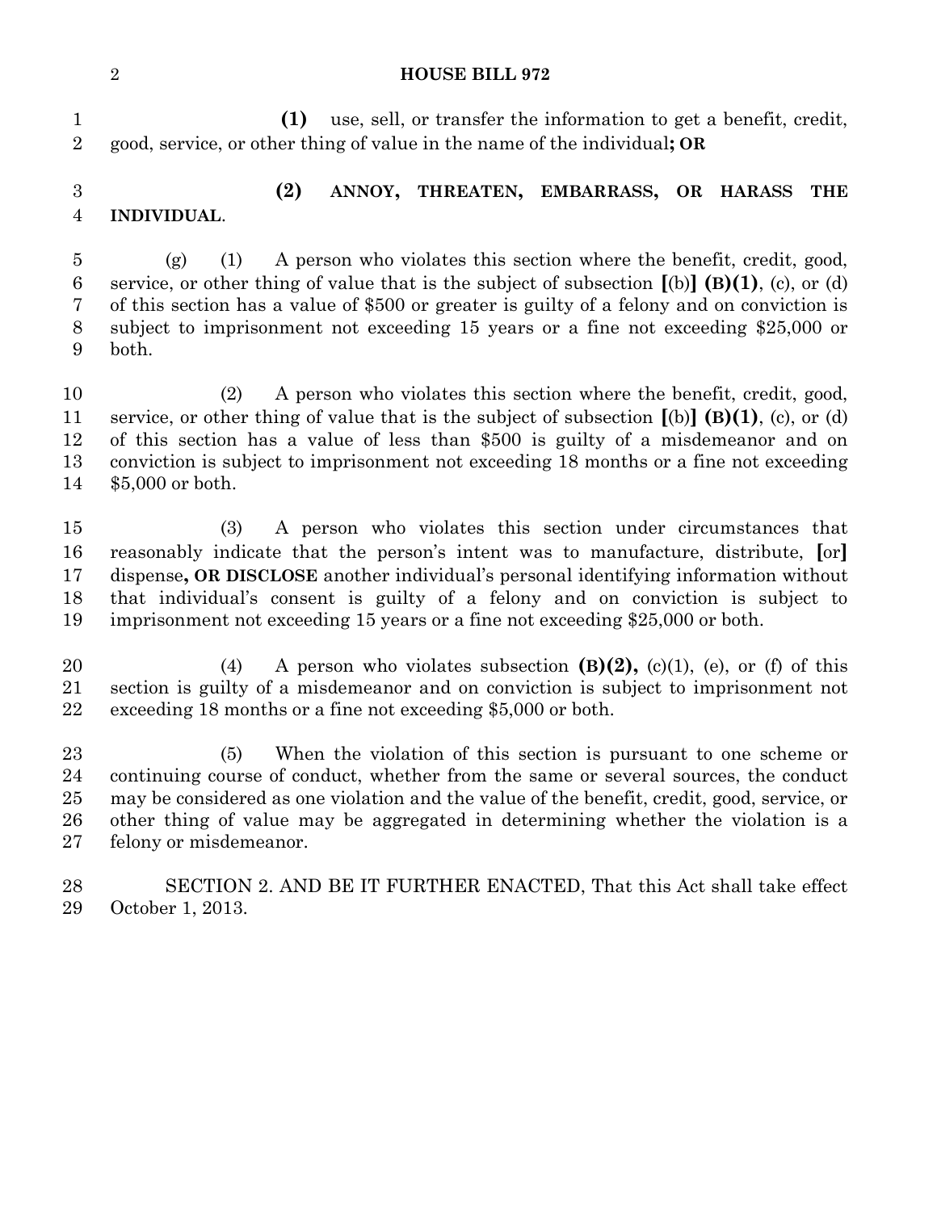**(1)** use, sell, or transfer the information to get a benefit, credit, good, service, or other thing of value in the name of the individual**; OR**

**(2) ANNOY, THREATEN, EMBARRASS, OR HARASS THE INDIVIDUAL**.

(g) (1) A person who violates this section where the benefit, credit, good, service, or other thing of value that is the subject of subsection **[**(b)**] (B)(1)**, (c), or (d) of this section has a value of $500 or greater is guilty of a felony and on conviction is subject to imprisonment not exceeding 15 years or a fine not exceeding $25,000 or both.

(2) A person who violates this section where the benefit, credit, good, service, or other thing of value that is the subject of subsection **[**(b)**] (B)(1)**, (c), or (d) of this section has a value of less than $500 is guilty of a misdemeanor and on conviction is subject to imprisonment not exceeding 18 months or a fine not exceeding $5,000 or both.

(3) A person who violates this section under circumstances that reasonably indicate that the person's intent was to manufacture, distribute, **[**or**]** dispense**, OR DISCLOSE** another individual's personal identifying information without that individual's consent is guilty of a felony and on conviction is subject to imprisonment not exceeding 15 years or a fine not exceeding $25,000 or both.

(4) A person who violates subsection **(B)(2),** (c)(1), (e), or (f) of this section is guilty of a misdemeanor and on conviction is subject to imprisonment not exceeding 18 months or a fine not exceeding $5,000 or both.

(5) When the violation of this section is pursuant to one scheme or continuing course of conduct, whether from the same or several sources, the conduct may be considered as one violation and the value of the benefit, credit, good, service, or other thing of value may be aggregated in determining whether the violation is a felony or misdemeanor.

SECTION 2. AND BE IT FURTHER ENACTED, That this Act shall take effect October 1, 2013.